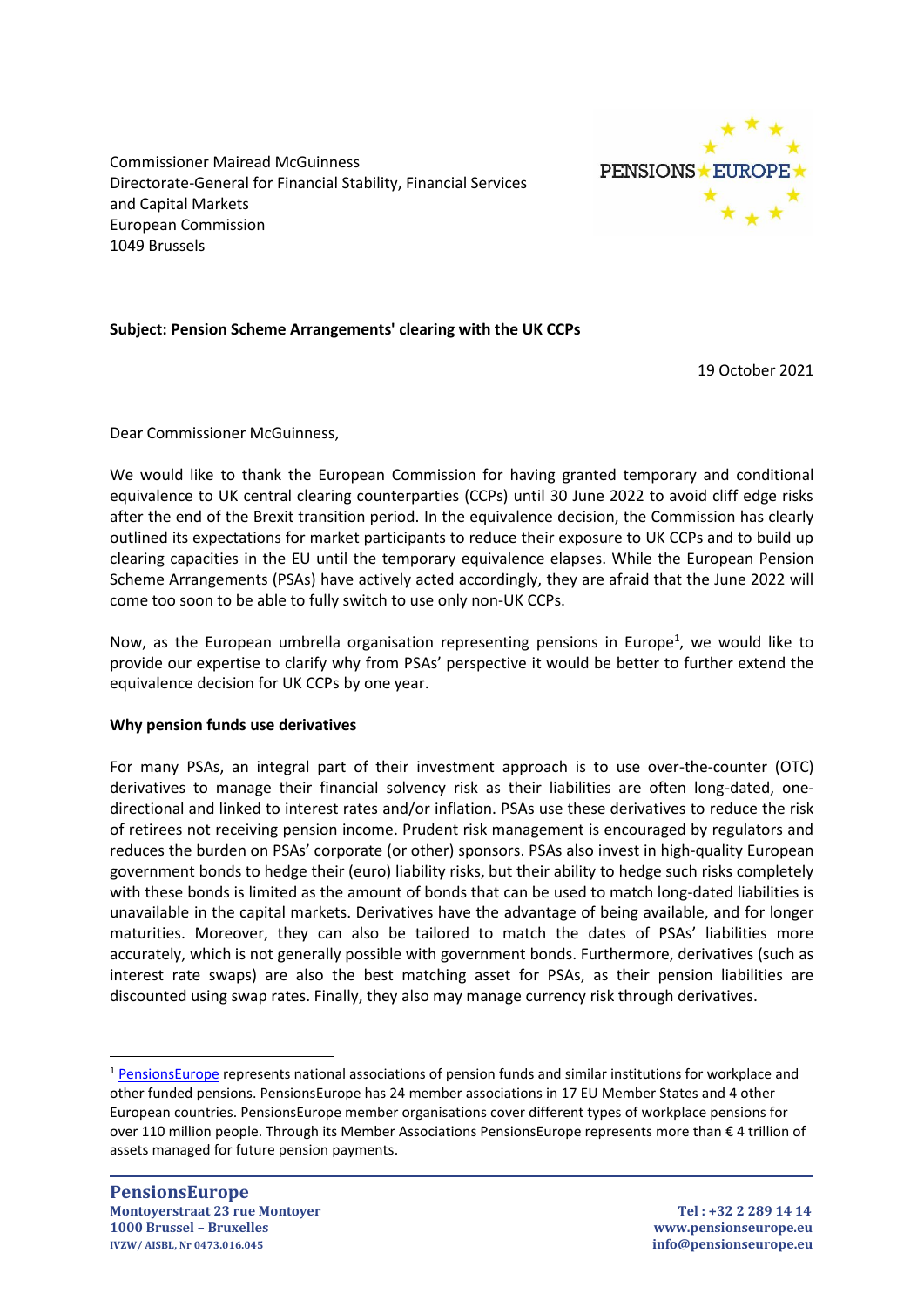Commissioner Mairead McGuinness
Directorate-General for Financial Stability, Financial Services and Capital Markets
European Commission
1049 Brussels

**Subject: Pension Scheme Arrangements' clearing with the UK CCPs**

19 October 2021

Dear Commissioner McGuinness,

We would like to thank the European Commission for having granted temporary and conditional equivalence to UK central clearing counterparties (CCPs) until 30 June 2022 to avoid cliff edge risks after the end of the Brexit transition period. In the equivalence decision, the Commission has clearly outlined its expectations for market participants to reduce their exposure to UK CCPs and to build up clearing capacities in the EU until the temporary equivalence elapses. While the European Pension Scheme Arrangements (PSAs) have actively acted accordingly, they are afraid that the June 2022 will come too soon to be able to fully switch to use only non-UK CCPs.

Now, as the European umbrella organisation representing pensions in Europe[1], we would like to provide our expertise to clarify why from PSAs' perspective it would be better to further extend the equivalence decision for UK CCPs by one year.

**Why pension funds use derivatives**

For many PSAs, an integral part of their investment approach is to use over-the-counter (OTC) derivatives to manage their financial solvency risk as their liabilities are often long-dated, one-directional and linked to interest rates and/or inflation. PSAs use these derivatives to reduce the risk of retirees not receiving pension income. Prudent risk management is encouraged by regulators and reduces the burden on PSAs' corporate (or other) sponsors. PSAs also invest in high-quality European government bonds to hedge their (euro) liability risks, but their ability to hedge such risks completely with these bonds is limited as the amount of bonds that can be used to match long-dated liabilities is unavailable in the capital markets. Derivatives have the advantage of being available, and for longer maturities. Moreover, they can also be tailored to match the dates of PSAs' liabilities more accurately, which is not generally possible with government bonds. Furthermore, derivatives (such as interest rate swaps) are also the best matching asset for PSAs, as their pension liabilities are discounted using swap rates. Finally, they also may manage currency risk through derivatives.

[1] PensionsEurope represents national associations of pension funds and similar institutions for workplace and other funded pensions. PensionsEurope has 24 member associations in 17 EU Member States and 4 other European countries. PensionsEurope member organisations cover different types of workplace pensions for over 110 million people. Through its Member Associations PensionsEurope represents more than € 4 trillion of assets managed for future pension payments.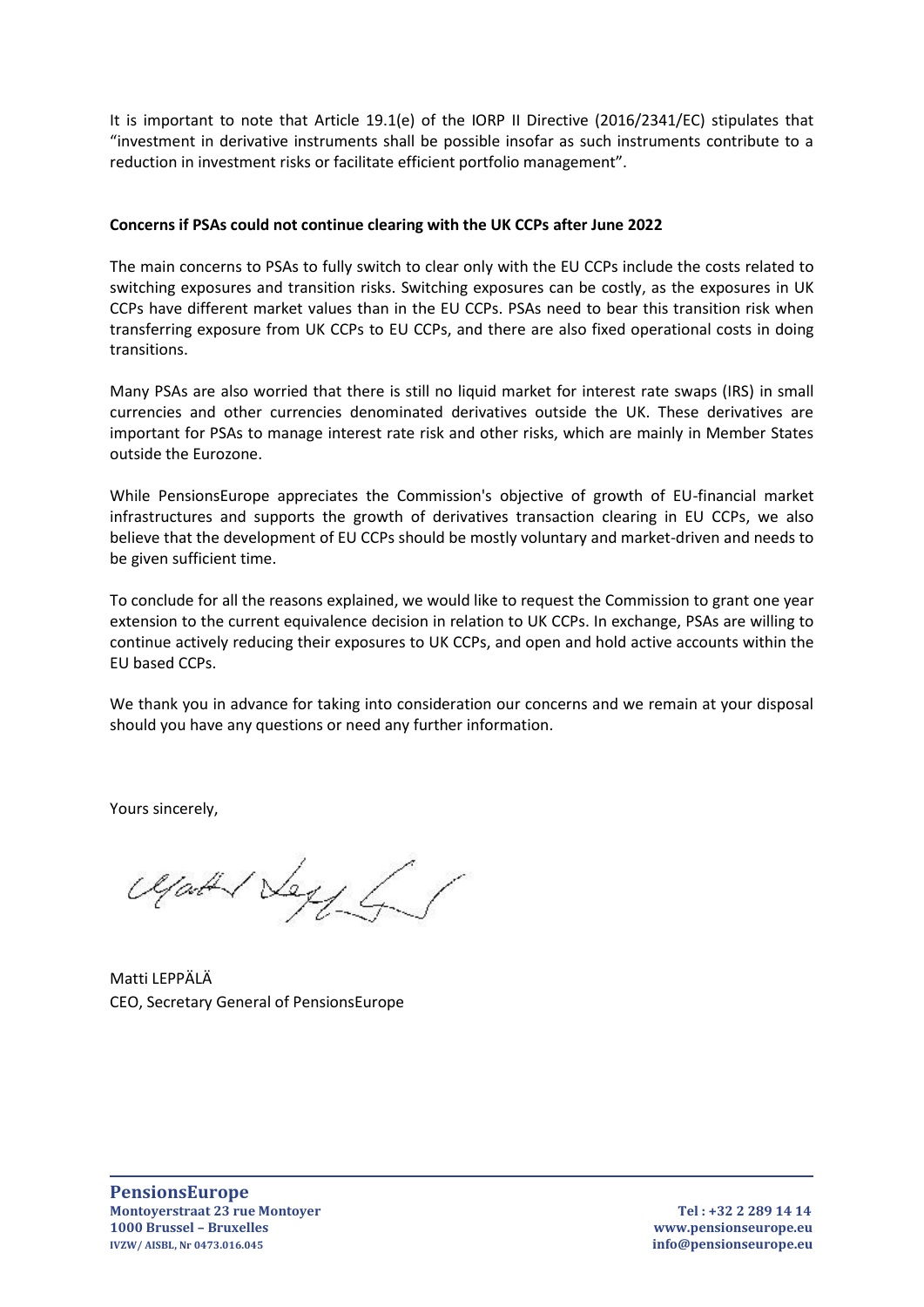It is important to note that Article 19.1(e) of the IORP II Directive (2016/2341/EC) stipulates that "investment in derivative instruments shall be possible insofar as such instruments contribute to a reduction in investment risks or facilitate efficient portfolio management".

**Concerns if PSAs could not continue clearing with the UK CCPs after June 2022**

The main concerns to PSAs to fully switch to clear only with the EU CCPs include the costs related to switching exposures and transition risks. Switching exposures can be costly, as the exposures in UK CCPs have different market values than in the EU CCPs. PSAs need to bear this transition risk when transferring exposure from UK CCPs to EU CCPs, and there are also fixed operational costs in doing transitions.

Many PSAs are also worried that there is still no liquid market for interest rate swaps (IRS) in small currencies and other currencies denominated derivatives outside the UK. These derivatives are important for PSAs to manage interest rate risk and other risks, which are mainly in Member States outside the Eurozone.

While PensionsEurope appreciates the Commission's objective of growth of EU-financial market infrastructures and supports the growth of derivatives transaction clearing in EU CCPs, we also believe that the development of EU CCPs should be mostly voluntary and market-driven and needs to be given sufficient time.

To conclude for all the reasons explained, we would like to request the Commission to grant one year extension to the current equivalence decision in relation to UK CCPs. In exchange, PSAs are willing to continue actively reducing their exposures to UK CCPs, and open and hold active accounts within the EU based CCPs.

We thank you in advance for taking into consideration our concerns and we remain at your disposal should you have any questions or need any further information.

Yours sincerely,

Matti LEPPÄLÄ
CEO, Secretary General of PensionsEurope

**PensionsEurope**
**Montoyerstraat 23 rue Montoyer**
**1000 Brussel – Bruxelles**
**IVZW/ AISBL, Nr 0473.016.045**

**Tel : +32 2 289 14 14**
**www.pensionseurope.eu**
**info@pensionseurope.eu**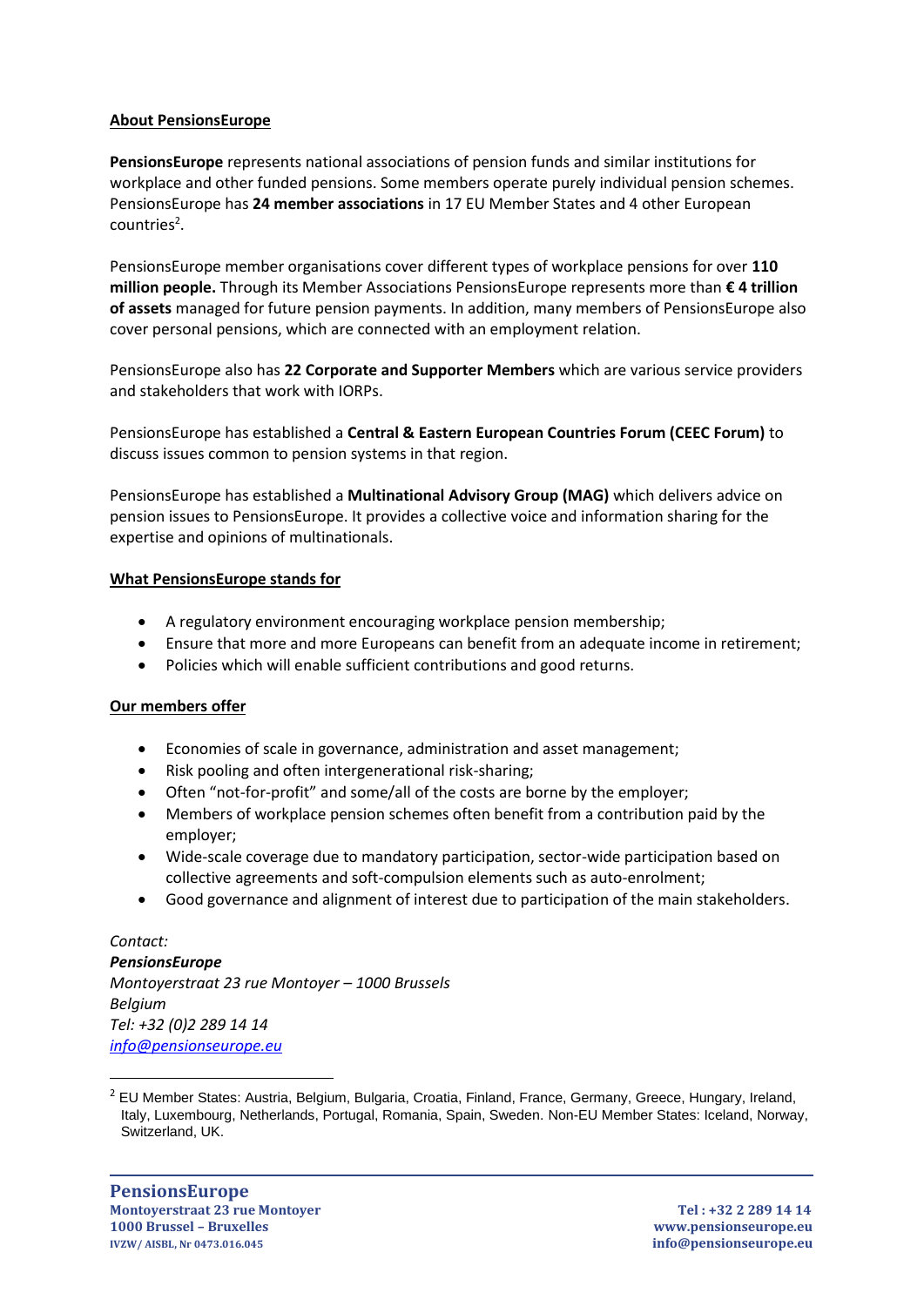## About PensionsEurope

**PensionsEurope** represents national associations of pension funds and similar institutions for workplace and other funded pensions. Some members operate purely individual pension schemes. PensionsEurope has **24 member associations** in 17 EU Member States and 4 other European countries[2].

PensionsEurope member organisations cover different types of workplace pensions for over **110 million people.** Through its Member Associations PensionsEurope represents more than **€ 4 trillion of assets** managed for future pension payments. In addition, many members of PensionsEurope also cover personal pensions, which are connected with an employment relation.

PensionsEurope also has **22 Corporate and Supporter Members** which are various service providers and stakeholders that work with IORPs.

PensionsEurope has established a **Central & Eastern European Countries Forum (CEEC Forum)** to discuss issues common to pension systems in that region.

PensionsEurope has established a **Multinational Advisory Group (MAG)** which delivers advice on pension issues to PensionsEurope. It provides a collective voice and information sharing for the expertise and opinions of multinationals.

## What PensionsEurope stands for

- A regulatory environment encouraging workplace pension membership;
- Ensure that more and more Europeans can benefit from an adequate income in retirement;
- Policies which will enable sufficient contributions and good returns.

## Our members offer

- Economies of scale in governance, administration and asset management;
- Risk pooling and often intergenerational risk-sharing;
- Often "not-for-profit" and some/all of the costs are borne by the employer;
- Members of workplace pension schemes often benefit from a contribution paid by the employer;
- Wide-scale coverage due to mandatory participation, sector-wide participation based on collective agreements and soft-compulsion elements such as auto-enrolment;
- Good governance and alignment of interest due to participation of the main stakeholders.

*Contact:*
***PensionsEurope***
*Montoyerstraat 23 rue Montoyer – 1000 Brussels*
*Belgium*
*Tel: +32 (0)2 289 14 14*
*info@pensionseurope.eu*

[2] EU Member States: Austria, Belgium, Bulgaria, Croatia, Finland, France, Germany, Greece, Hungary, Ireland, Italy, Luxembourg, Netherlands, Portugal, Romania, Spain, Sweden. Non-EU Member States: Iceland, Norway, Switzerland, UK.